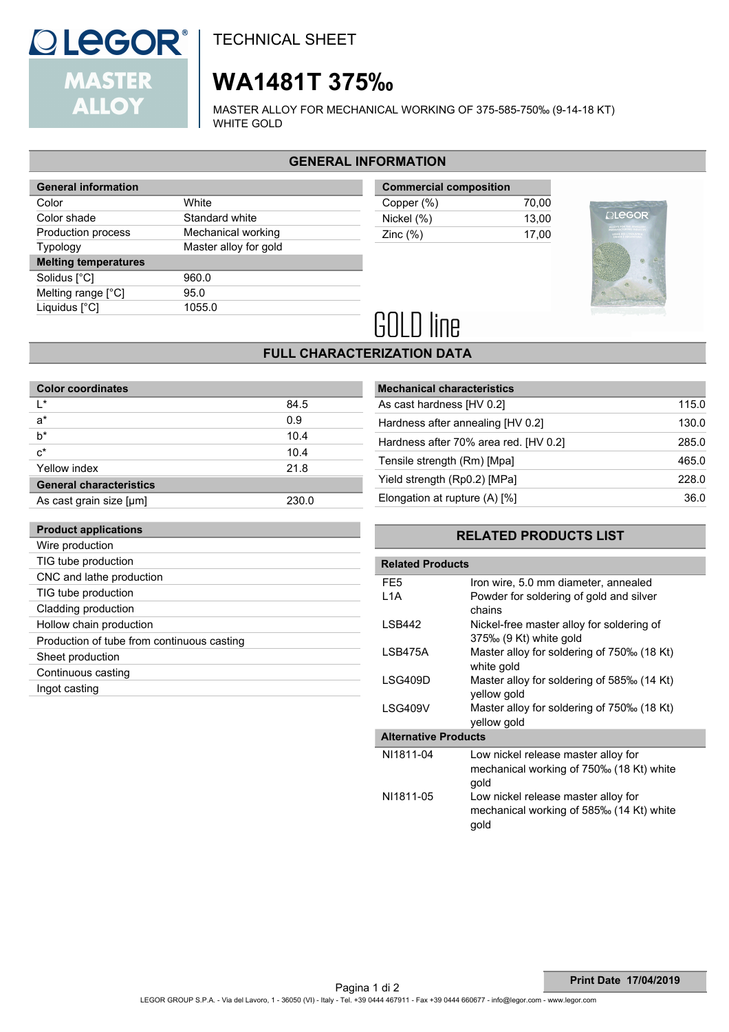# TECHNICAL SHEET

# WA1481T 375‰

MASTER ALLOY FOR MECHANICAL WORKING OF 375-585-750‰ (9-14-18 KT) WHITE GOLD

## GENERAL INFORMATION

| General information | |
|---|---|
| Color | White |
| Color shade | Standard white |
| Production process | Mechanical working |
| Typology | Master alloy for gold |
| **Melting temperatures** | |
| Solidus [°C] | 960.0 |
| Melting range [°C] | 95.0 |
| Liquidus [°C] | 1055.0 |

| Commercial composition | |
|---|---|
| Copper (%) | 70,00 |
| Nickel (%) | 13,00 |
| Zinc (%) | 17,00 |

GOLD line

## FULL CHARACTERIZATION DATA

| Color coordinates | |
|---|---|
| L* | 84.5 |
| a* | 0.9 |
| b* | 10.4 |
| c* | 10.4 |
| Yellow index | 21.8 |
| **General characteristics** | |
| As cast grain size [μm] | 230.0 |

| Mechanical characteristics | |
|---|---|
| As cast hardness [HV 0.2] | 115.0 |
| Hardness after annealing [HV 0.2] | 130.0 |
| Hardness after 70% area red. [HV 0.2] | 285.0 |
| Tensile strength (Rm) [Mpa] | 465.0 |
| Yield strength (Rp0.2) [MPa] | 228.0 |
| Elongation at rupture (A) [%] | 36.0 |

| Product applications |
|---|
| Wire production |
| TIG tube production |
| CNC and lathe production |
| TIG tube production |
| Cladding production |
| Hollow chain production |
| Production of tube from continuous casting |
| Sheet production |
| Continuous casting |
| Ingot casting |

## RELATED PRODUCTS LIST

| Related Products | |
|---|---|
| FE5 | Iron wire, 5.0 mm diameter, annealed |
| L1A | Powder for soldering of gold and silver chains |
| LSB442 | Nickel-free master alloy for soldering of 375‰ (9 Kt) white gold |
| LSB475A | Master alloy for soldering of 750‰ (18 Kt) white gold |
| LSG409D | Master alloy for soldering of 585‰ (14 Kt) yellow gold |
| LSG409V | Master alloy for soldering of 750‰ (18 Kt) yellow gold |
| **Alternative Products** | |
| NI1811-04 | Low nickel release master alloy for mechanical working of 750‰ (18 Kt) white gold |
| NI1811-05 | Low nickel release master alloy for mechanical working of 585‰ (14 Kt) white gold |

Print Date 17/04/2019

LEGOR GROUP S.P.A. - Via del Lavoro, 1 - 36050 (VI) - Italy - Tel. +39 0444 467911 - Fax +39 0444 660677 - info@legor.com - www.legor.com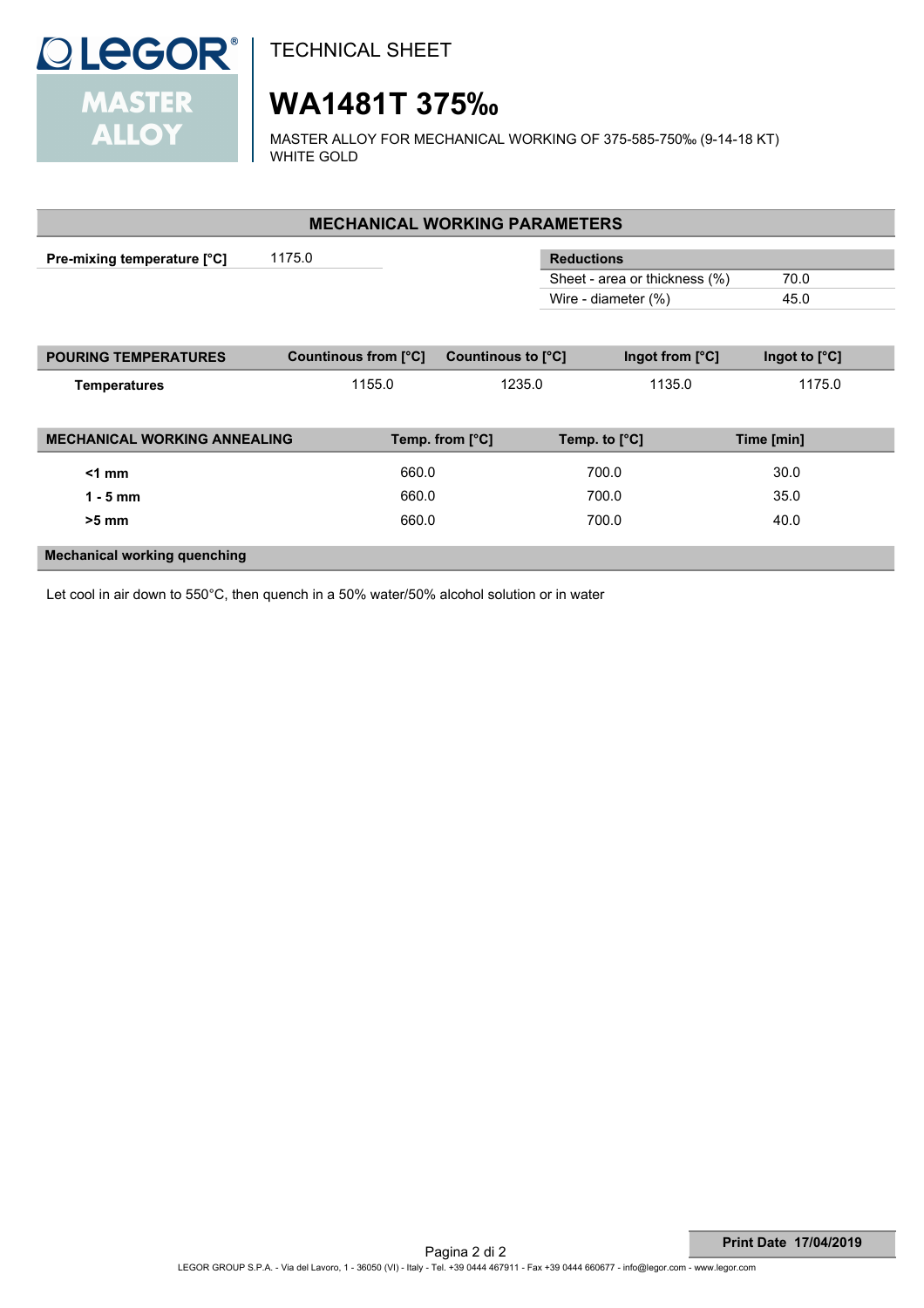# TECHNICAL SHEET

# WA1481T 375‰

MASTER ALLOY FOR MECHANICAL WORKING OF 375-585-750‰ (9-14-18 KT) WHITE GOLD

## MECHANICAL WORKING PARAMETERS

| | |
|---|---|
| **Pre-mixing temperature [°C]** | 1175.0 |

| **Reductions** | |
|---|---|
| Sheet - area or thickness (%) | 70.0 |
| Wire - diameter (%) | 45.0 |

| **POURING TEMPERATURES** | **Countinous from [°C]** | **Countinous to [°C]** | **Ingot from [°C]** | **Ingot to [°C]** |
|---|---|---|---|---|
| **Temperatures** | 1155.0 | 1235.0 | 1135.0 | 1175.0 |

| **MECHANICAL WORKING ANNEALING** | **Temp. from [°C]** | **Temp. to [°C]** | **Time [min]** |
|---|---|---|---|
| **<1 mm** | 660.0 | 700.0 | 30.0 |
| **1 - 5 mm** | 660.0 | 700.0 | 35.0 |
| **>5 mm** | 660.0 | 700.0 | 40.0 |

**Mechanical working quenching**

Let cool in air down to 550°C, then quench in a 50% water/50% alcohol solution or in water

**Print Date 17/04/2019**

LEGOR GROUP S.P.A. - Via del Lavoro, 1 - 36050 (VI) - Italy - Tel. +39 0444 467911 - Fax +39 0444 660677 - info@legor.com - www.legor.com